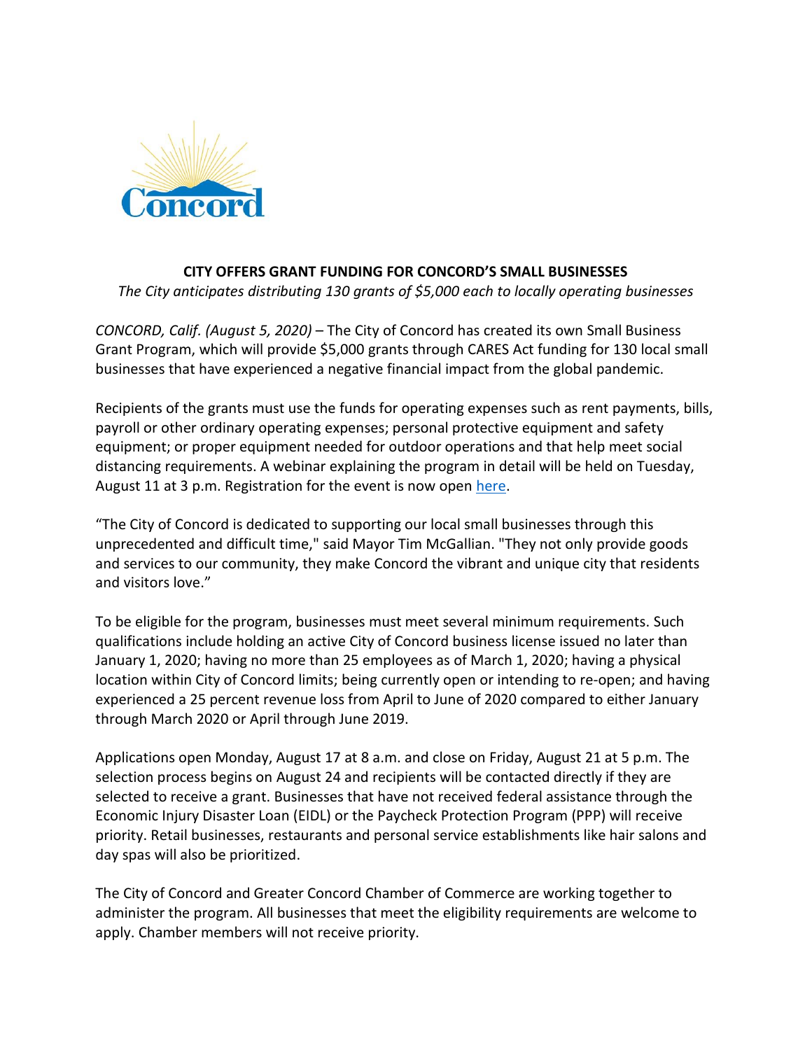Concord

# CITY OFFERS GRANT FUNDING FOR CONCORD'S SMALL BUSINESSES

*The City anticipates distributing 130 grants of $5,000 each to locally operating businesses*

*CONCORD, Calif. (August 5, 2020)* – The City of Concord has created its own Small Business Grant Program, which will provide $5,000 grants through CARES Act funding for 130 local small businesses that have experienced a negative financial impact from the global pandemic.

Recipients of the grants must use the funds for operating expenses such as rent payments, bills, payroll or other ordinary operating expenses; personal protective equipment and safety equipment; or proper equipment needed for outdoor operations and that help meet social distancing requirements. A webinar explaining the program in detail will be held on Tuesday, August 11 at 3 p.m. Registration for the event is now open here.

"The City of Concord is dedicated to supporting our local small businesses through this unprecedented and difficult time," said Mayor Tim McGallian. "They not only provide goods and services to our community, they make Concord the vibrant and unique city that residents and visitors love."

To be eligible for the program, businesses must meet several minimum requirements. Such qualifications include holding an active City of Concord business license issued no later than January 1, 2020; having no more than 25 employees as of March 1, 2020; having a physical location within City of Concord limits; being currently open or intending to re-open; and having experienced a 25 percent revenue loss from April to June of 2020 compared to either January through March 2020 or April through June 2019.

Applications open Monday, August 17 at 8 a.m. and close on Friday, August 21 at 5 p.m. The selection process begins on August 24 and recipients will be contacted directly if they are selected to receive a grant. Businesses that have not received federal assistance through the Economic Injury Disaster Loan (EIDL) or the Paycheck Protection Program (PPP) will receive priority. Retail businesses, restaurants and personal service establishments like hair salons and day spas will also be prioritized.

The City of Concord and Greater Concord Chamber of Commerce are working together to administer the program. All businesses that meet the eligibility requirements are welcome to apply. Chamber members will not receive priority.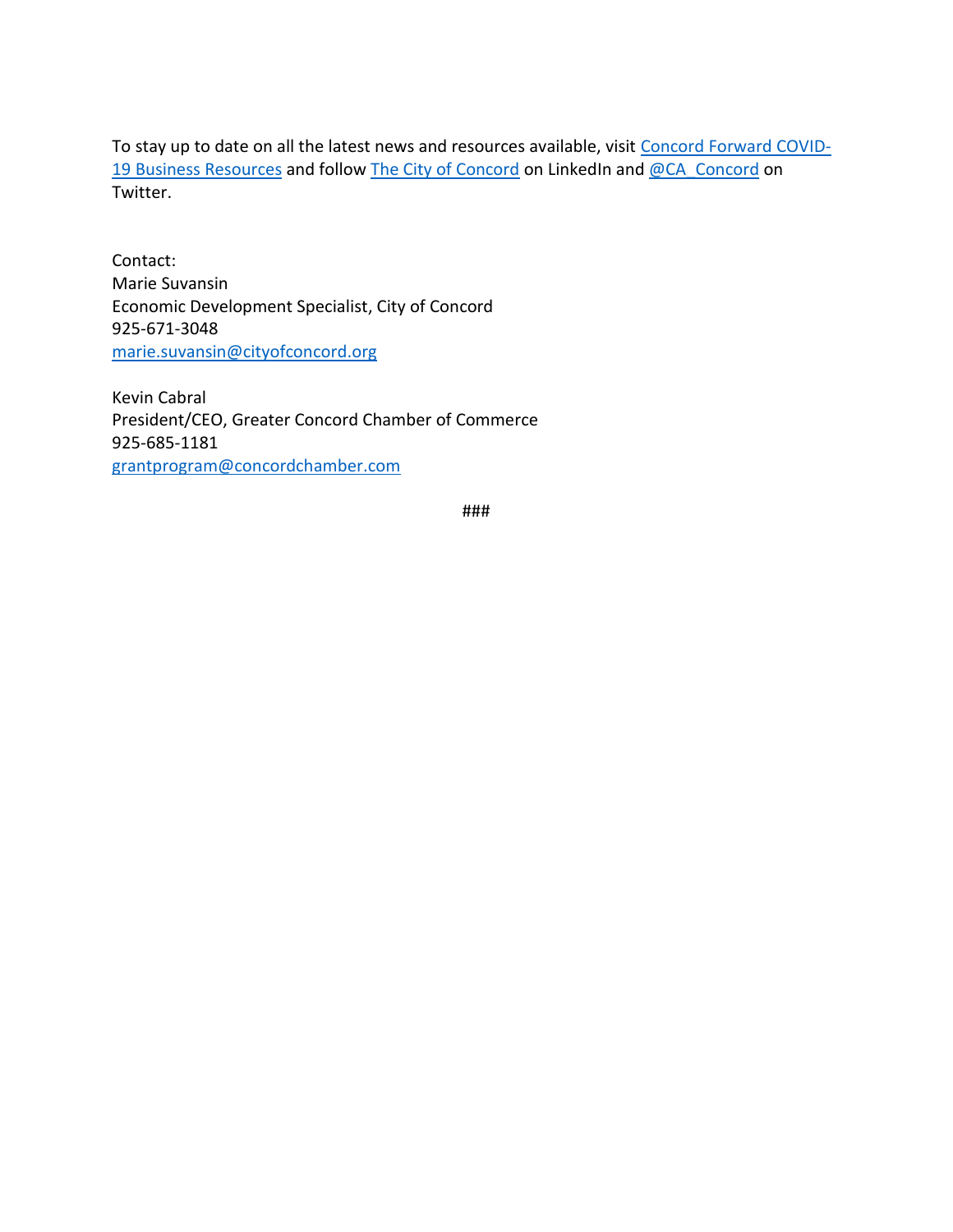To stay up to date on all the latest news and resources available, visit Concord Forward COVID-19 Business Resources and follow The City of Concord on LinkedIn and @CA_Concord on Twitter.

Contact:
Marie Suvansin
Economic Development Specialist, City of Concord
925-671-3048
marie.suvansin@cityofconcord.org

Kevin Cabral
President/CEO, Greater Concord Chamber of Commerce
925-685-1181
grantprogram@concordchamber.com

###